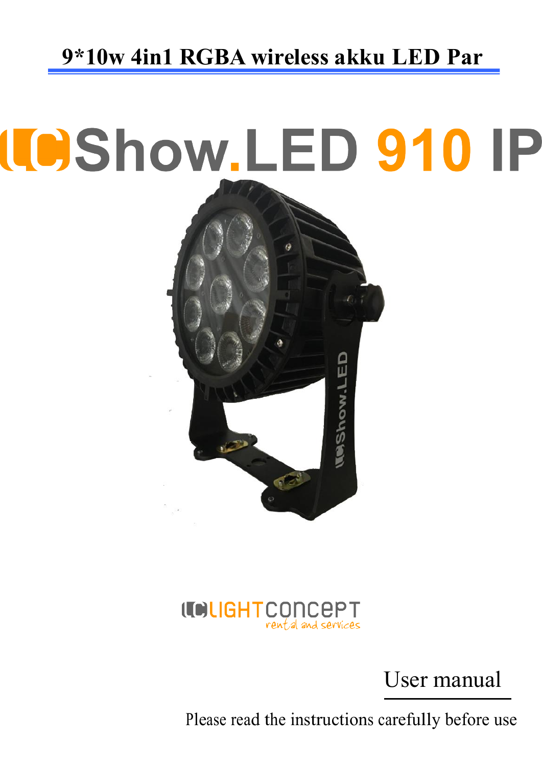# 9*10w 4in1 RGBA wireless akku LED Par

# Show.LED 910 IP

LIGHTCONCEPT
rental and services

## User manual

Please read the instructions carefully before use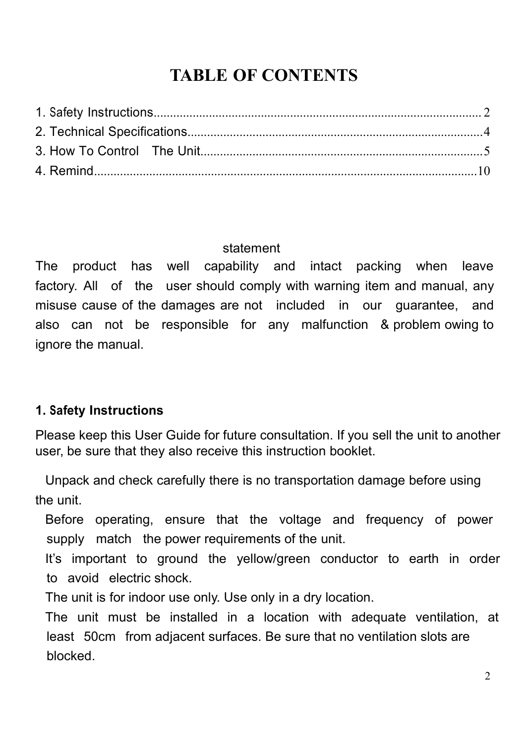# TABLE OF CONTENTS

1. Safety Instructions........................................................................................ 2
2. Technical Specifications..........................................................................4
3. How To Control The Unit......................................................................5
4. Remind......................................................................................................10

statement

The product has well capability and intact packing when leave factory. All of the user should comply with warning item and manual, any misuse cause of the damages are not included in our guarantee, and also can not be responsible for any malfunction & problem owing to ignore the manual.

## 1. Safety Instructions

Please keep this User Guide for future consultation. If you sell the unit to another user, be sure that they also receive this instruction booklet.

- Unpack and check carefully there is no transportation damage before using the unit.
- Before operating, ensure that the voltage and frequency of power supply match the power requirements of the unit.
- It's important to ground the yellow/green conductor to earth in order to avoid electric shock.
- The unit is for indoor use only. Use only in a dry location.
- The unit must be installed in a location with adequate ventilation, at least 50cm from adjacent surfaces. Be sure that no ventilation slots are blocked.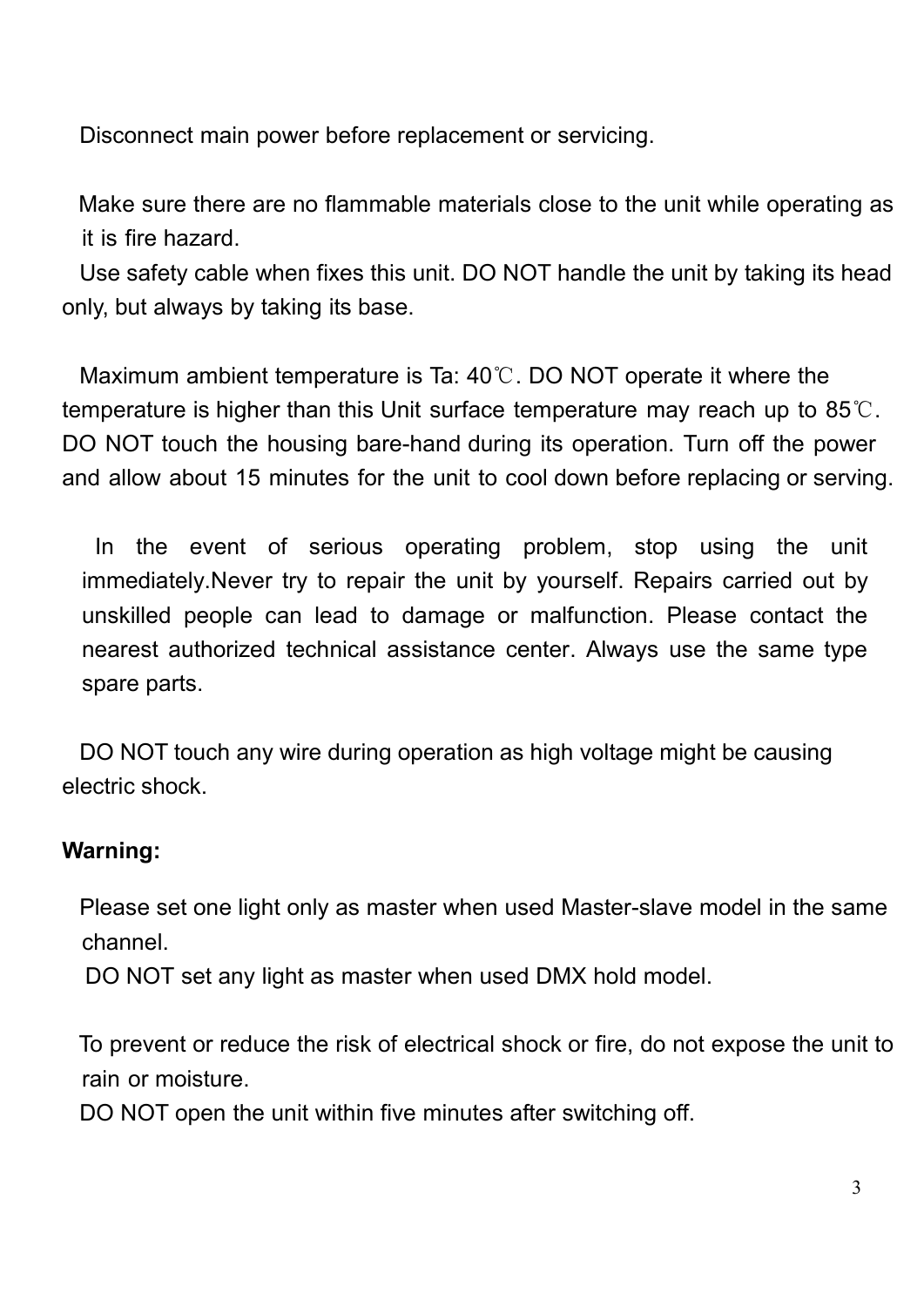Disconnect main power before replacement or servicing.

Make sure there are no flammable materials close to the unit while operating as it is fire hazard.

Use safety cable when fixes this unit. DO NOT handle the unit by taking its head only, but always by taking its base.

Maximum ambient temperature is Ta: 40℃. DO NOT operate it where the temperature is higher than this Unit surface temperature may reach up to 85℃. DO NOT touch the housing bare-hand during its operation. Turn off the power and allow about 15 minutes for the unit to cool down before replacing or serving.

In the event of serious operating problem, stop using the unit immediately.Never try to repair the unit by yourself. Repairs carried out by unskilled people can lead to damage or malfunction. Please contact the nearest authorized technical assistance center. Always use the same type spare parts.

DO NOT touch any wire during operation as high voltage might be causing electric shock.

**Warning:**

Please set one light only as master when used Master-slave model in the same channel.

DO NOT set any light as master when used DMX hold model.

To prevent or reduce the risk of electrical shock or fire, do not expose the unit to rain or moisture.

DO NOT open the unit within five minutes after switching off.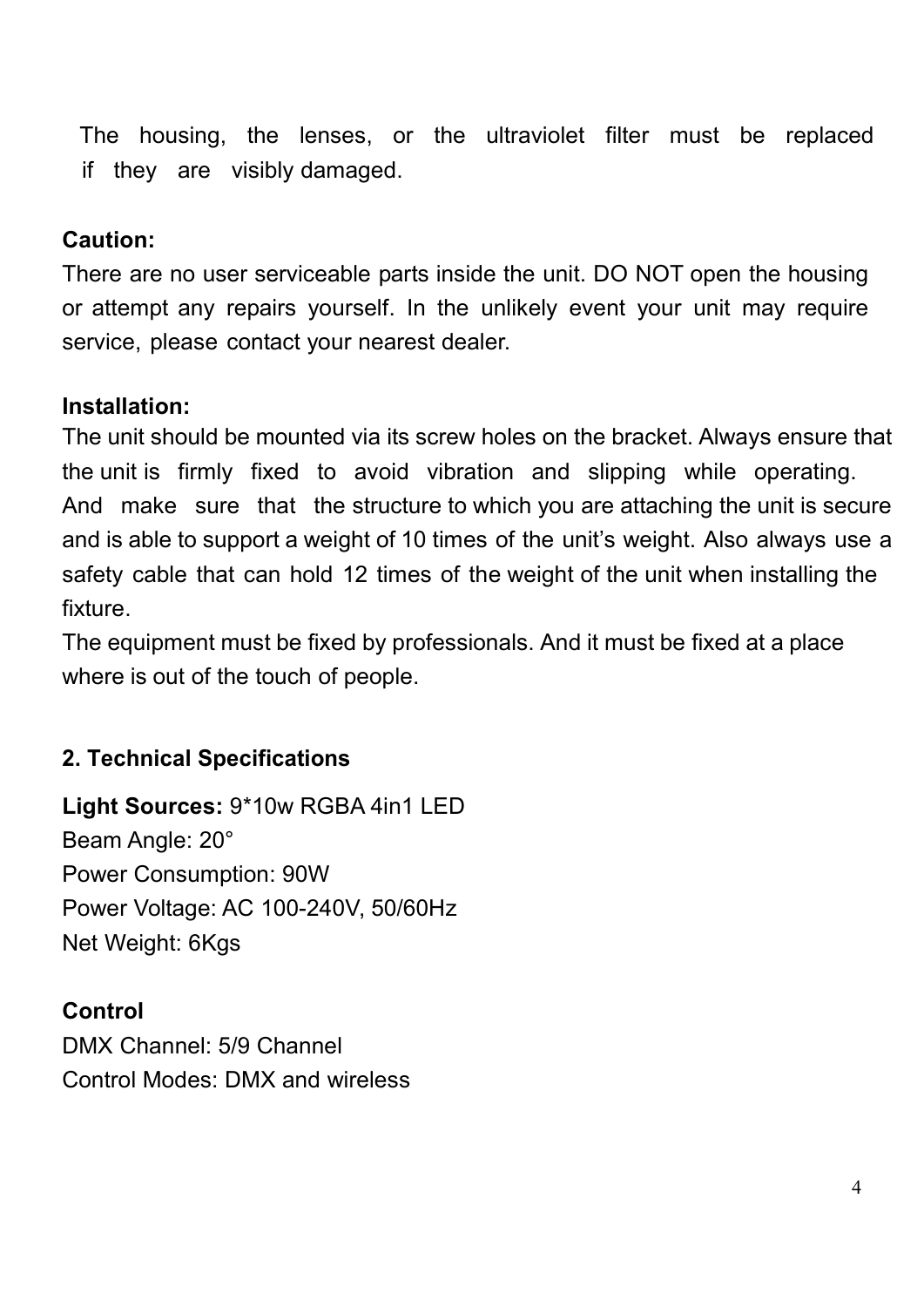The housing, the lenses, or the ultraviolet filter must be replaced if they are visibly damaged.

**Caution:**

There are no user serviceable parts inside the unit. DO NOT open the housing or attempt any repairs yourself. In the unlikely event your unit may require service, please contact your nearest dealer.

**Installation:**

The unit should be mounted via its screw holes on the bracket. Always ensure that the unit is firmly fixed to avoid vibration and slipping while operating. And make sure that the structure to which you are attaching the unit is secure and is able to support a weight of 10 times of the unit's weight. Also always use a safety cable that can hold 12 times of the weight of the unit when installing the fixture.

The equipment must be fixed by professionals. And it must be fixed at a place where is out of the touch of people.

## 2. Technical Specifications

**Light Sources:** 9*10w RGBA 4in1 LED
Beam Angle: 20°
Power Consumption: 90W
Power Voltage: AC 100-240V, 50/60Hz
Net Weight: 6Kgs

**Control**

DMX Channel: 5/9 Channel
Control Modes: DMX and wireless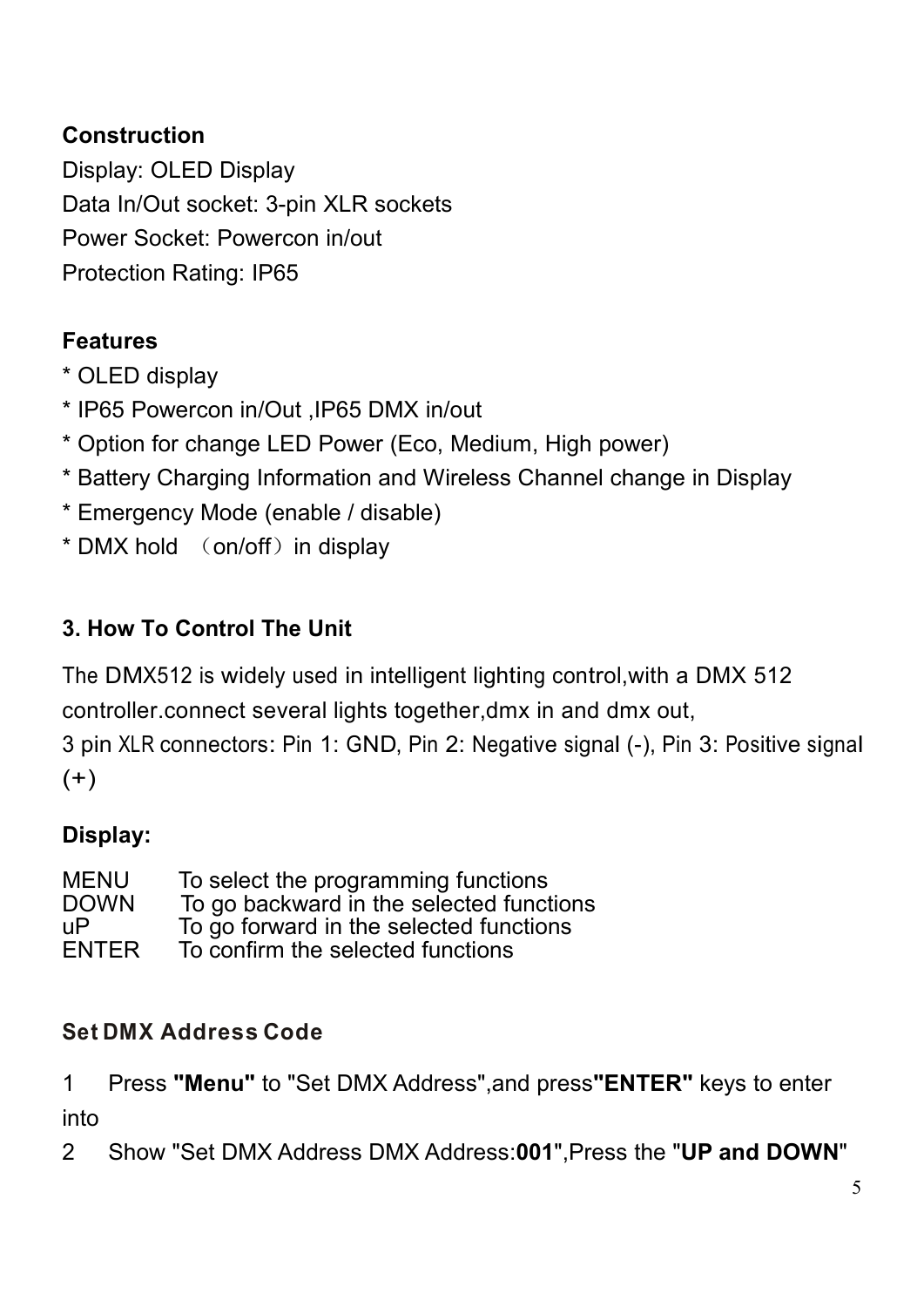**Construction**

Display: OLED Display
Data In/Out socket: 3-pin XLR sockets
Power Socket: Powercon in/out
Protection Rating: IP65

**Features**

* OLED display
* IP65 Powercon in/Out ,IP65 DMX in/out
* Option for change LED Power (Eco, Medium, High power)
* Battery Charging Information and Wireless Channel change in Display
* Emergency Mode (enable / disable)
* DMX hold （on/off）in display

## 3. How To Control The Unit

The DMX512 is widely used in intelligent lighting control,with a DMX 512 controller.connect several lights together,dmx in and dmx out,
3 pin XLR connectors: Pin 1: GND, Pin 2: Negative signal (-), Pin 3: Positive signal (+)

**Display:**

| | |
|---|---|
| MENU | To select the programming functions |
| DOWN | To go backward in the selected functions |
| uP | To go forward in the selected functions |
| ENTER | To confirm the selected functions |

**Set DMX Address Code**

1 Press **"Menu"** to "Set DMX Address",and press**"ENTER"** keys to enter into

2 Show "Set DMX Address DMX Address:**001**",Press the "**UP and DOWN**"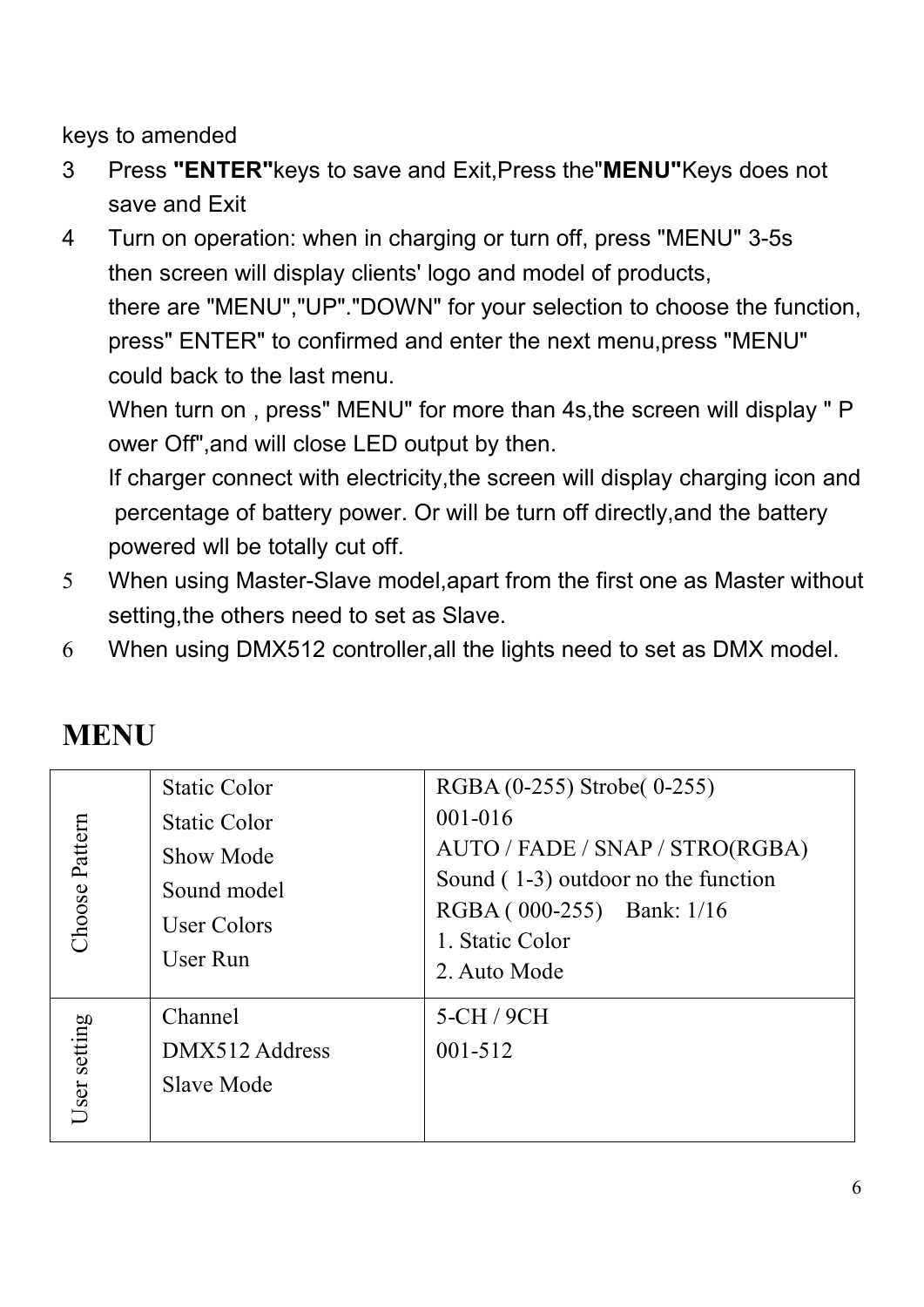keys to amended

3 Press **"ENTER"**keys to save and Exit,Press the"**MENU"**Keys does not save and Exit

4 Turn on operation: when in charging or turn off, press "MENU" 3-5s then screen will display clients' logo and model of products, there are "MENU","UP"."DOWN" for your selection to choose the function, press" ENTER" to confirmed and enter the next menu,press "MENU" could back to the last menu.

When turn on , press" MENU" for more than 4s,the screen will display " P ower Off",and will close LED output by then.

If charger connect with electricity,the screen will display charging icon and percentage of battery power. Or will be turn off directly,and the battery powered wll be totally cut off.

5 When using Master-Slave model,apart from the first one as Master without setting,the others need to set as Slave.

6 When using DMX512 controller,all the lights need to set as DMX model.

## MENU

| | | |
|---|---|---|
| Choose Pattern | Static Color<br>Static Color<br>Show Mode<br>Sound model<br>User Colors<br>User Run | RGBA (0-255) Strobe( 0-255)<br>001-016<br>AUTO / FADE / SNAP / STRO(RGBA)<br>Sound ( 1-3) outdoor no the function<br>RGBA ( 000-255) Bank: 1/16<br>1. Static Color<br>2. Auto Mode |
| User setting | Channel<br>DMX512 Address<br>Slave Mode | 5-CH / 9CH<br>001-512 |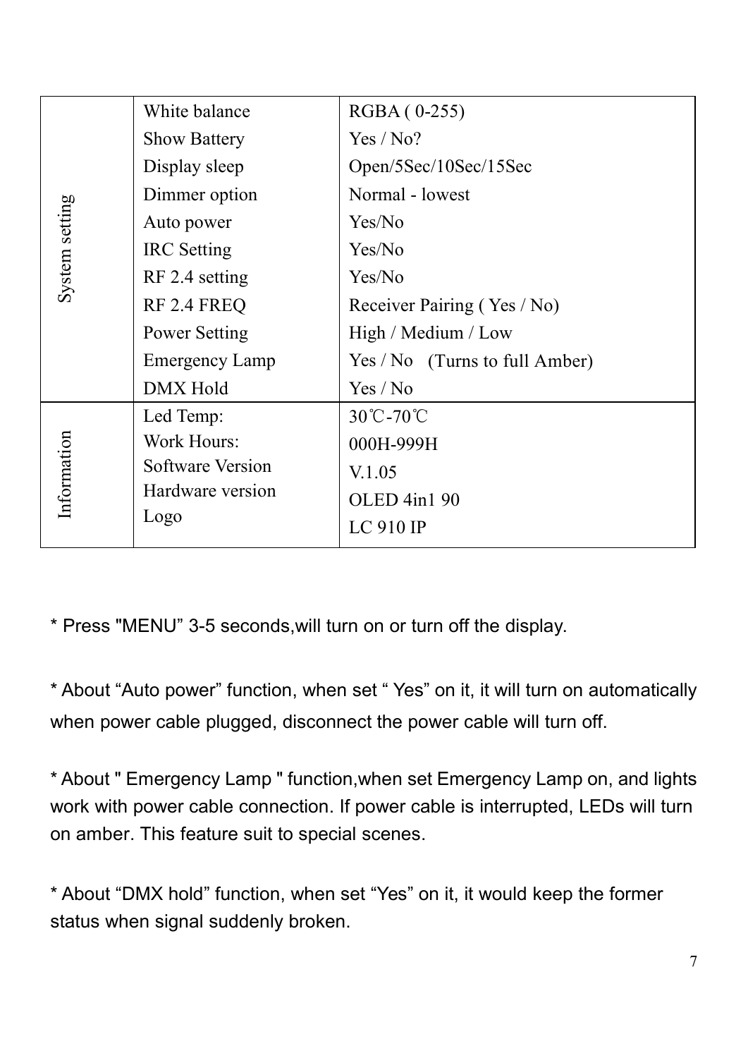| | | |
|---|---|---|
| System setting | White balance | RGBA ( 0-255) |
| | Show Battery | Yes / No? |
| | Display sleep | Open/5Sec/10Sec/15Sec |
| | Dimmer option | Normal - lowest |
| | Auto power | Yes/No |
| | IRC Setting | Yes/No |
| | RF 2.4 setting | Yes/No |
| | RF 2.4 FREQ | Receiver Pairing ( Yes / No) |
| | Power Setting | High / Medium / Low |
| | Emergency Lamp | Yes / No (Turns to full Amber) |
| | DMX Hold | Yes / No |
| Information | Led Temp: | 30℃-70℃ |
| | Work Hours: | 000H-999H |
| | Software Version | V.1.05 |
| | Hardware version | OLED 4in1 90 |
| | Logo | LC 910 IP |

* Press "MENU" 3-5 seconds,will turn on or turn off the display.

* About "Auto power" function, when set " Yes" on it, it will turn on automatically when power cable plugged, disconnect the power cable will turn off.

* About " Emergency Lamp " function,when set Emergency Lamp on, and lights work with power cable connection. If power cable is interrupted, LEDs will turn on amber. This feature suit to special scenes.

* About "DMX hold" function, when set "Yes" on it, it would keep the former status when signal suddenly broken.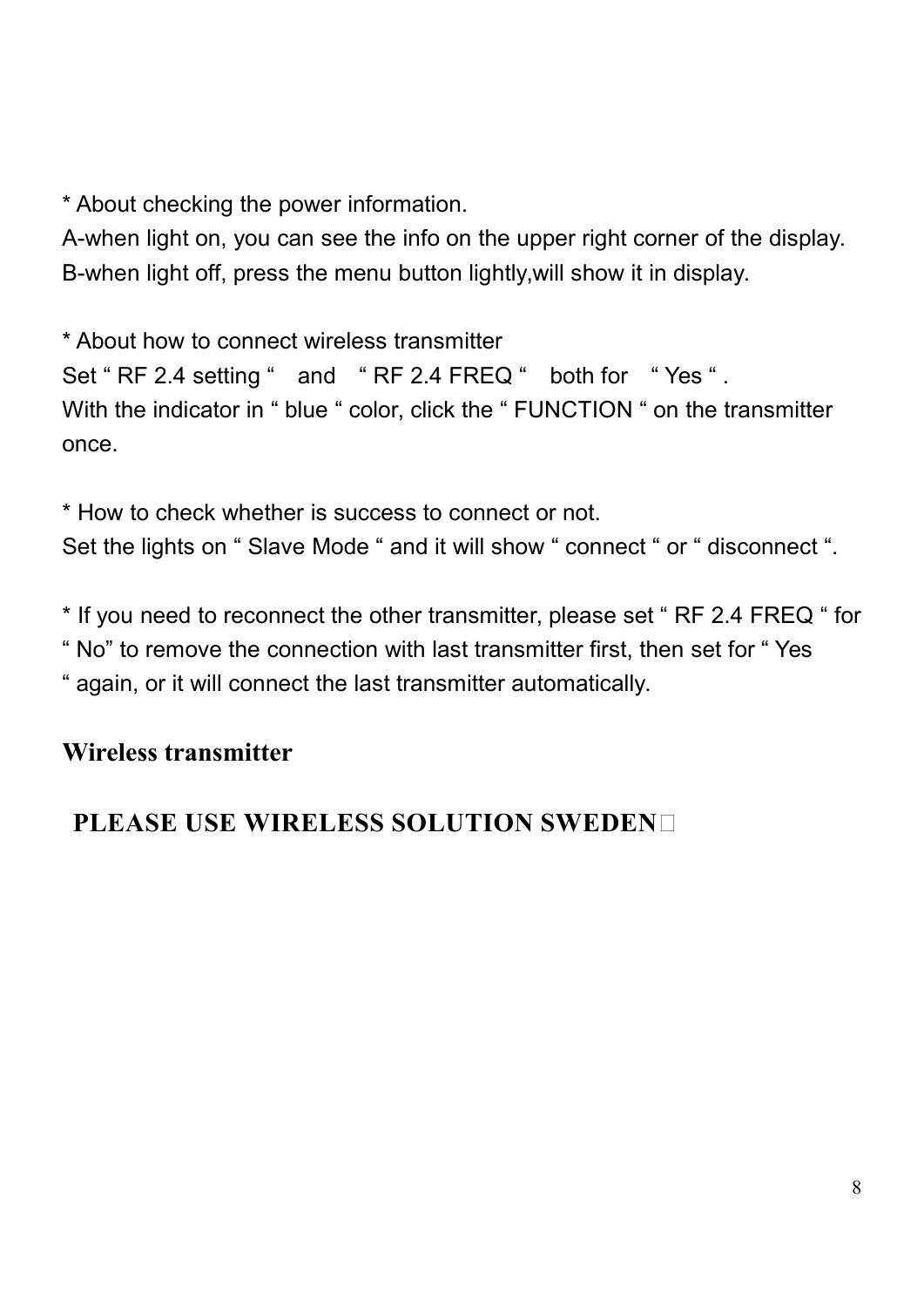* About checking the power information.
A-when light on, you can see the info on the upper right corner of the display.
B-when light off, press the menu button lightly,will show it in display.

* About how to connect wireless transmitter
Set " RF 2.4 setting " and " RF 2.4 FREQ " both for " Yes " .
With the indicator in " blue " color, click the " FUNCTION " on the transmitter once.

* How to check whether is success to connect or not.
Set the lights on " Slave Mode " and it will show " connect " or " disconnect ".

* If you need to reconnect the other transmitter, please set " RF 2.4 FREQ " for " No" to remove the connection with last transmitter first, then set for " Yes " again, or it will connect the last transmitter automatically.

## Wireless transmitter

**PLEASE USE WIRELESS SOLUTION SWEDEN**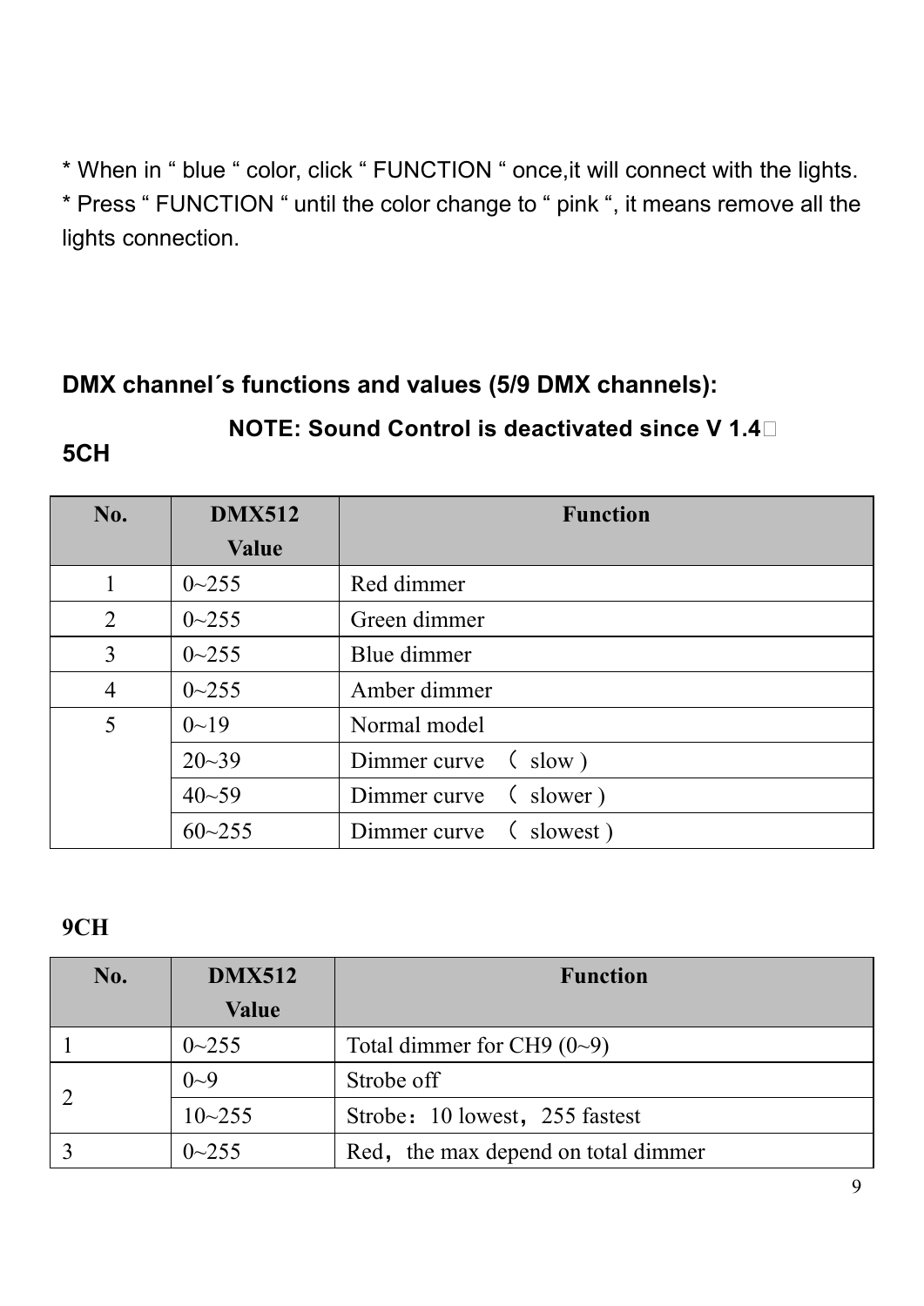* When in “ blue “ color, click “ FUNCTION “ once,it will connect with the lights.
* Press “ FUNCTION “ until the color change to “ pink “, it means remove all the lights connection.

## DMX channel´s functions and values (5/9 DMX channels):

**NOTE: Sound Control is deactivated since V 1.4**

### 5CH

| No. | DMX512 Value | Function |
|---|---|---|
| 1 | 0~255 | Red dimmer |
| 2 | 0~255 | Green dimmer |
| 3 | 0~255 | Blue dimmer |
| 4 | 0~255 | Amber dimmer |
| 5 | 0~19 | Normal model |
| | 20~39 | Dimmer curve （ slow ) |
| | 40~59 | Dimmer curve （ slower ) |
| | 60~255 | Dimmer curve （ slowest ) |

### 9CH

| No. | DMX512 Value | Function |
|---|---|---|
| 1 | 0~255 | Total dimmer for CH9 (0~9) |
| 2 | 0~9 | Strobe off |
| | 10~255 | Strobe：10 lowest，255 fastest |
| 3 | 0~255 | Red，the max depend on total dimmer |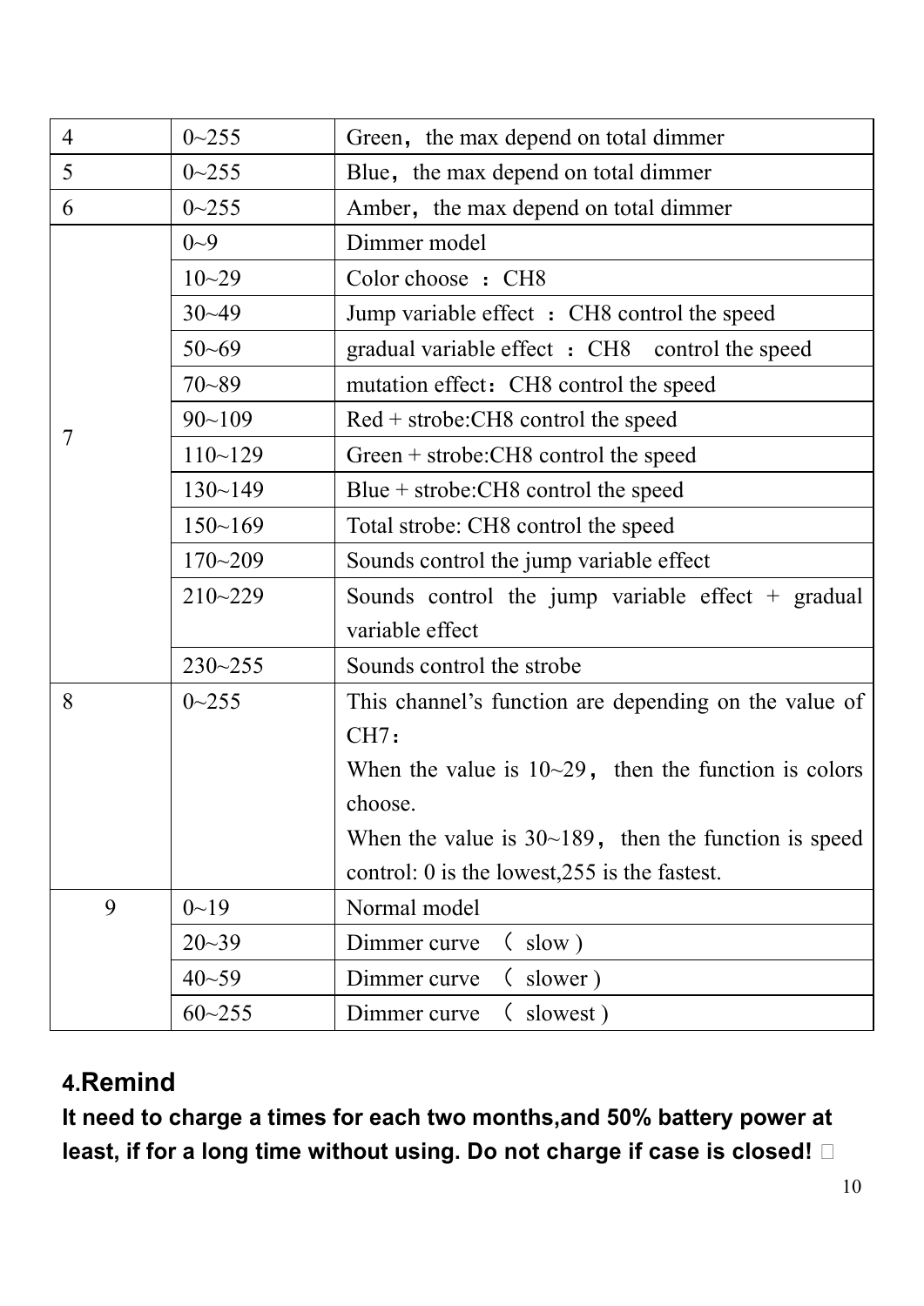| | | |
|---|---|---|
| 4 | 0~255 | Green，the max depend on total dimmer |
| 5 | 0~255 | Blue，the max depend on total dimmer |
| 6 | 0~255 | Amber，the max depend on total dimmer |
| 7 | 0~9 | Dimmer model |
| | 10~29 | Color choose ：CH8 |
| | 30~49 | Jump variable effect ：CH8 control the speed |
| | 50~69 | gradual variable effect ：CH8 control the speed |
| | 70~89 | mutation effect：CH8 control the speed |
| | 90~109 | Red + strobe:CH8 control the speed |
| | 110~129 | Green + strobe:CH8 control the speed |
| | 130~149 | Blue + strobe:CH8 control the speed |
| | 150~169 | Total strobe: CH8 control the speed |
| | 170~209 | Sounds control the jump variable effect |
| | 210~229 | Sounds control the jump variable effect + gradual variable effect |
| | 230~255 | Sounds control the strobe |
| 8 | 0~255 | This channel's function are depending on the value of CH7：<br>When the value is 10~29， then the function is colors choose.<br>When the value is 30~189， then the function is speed control: 0 is the lowest,255 is the fastest. |
| 9 | 0~19 | Normal model |
| | 20~39 | Dimmer curve （ slow ) |
| | 40~59 | Dimmer curve （ slower ) |
| | 60~255 | Dimmer curve （ slowest ) |

## 4.Remind

**It need to charge a times for each two months,and 50% battery power at least, if for a long time without using. Do not charge if case is closed!**